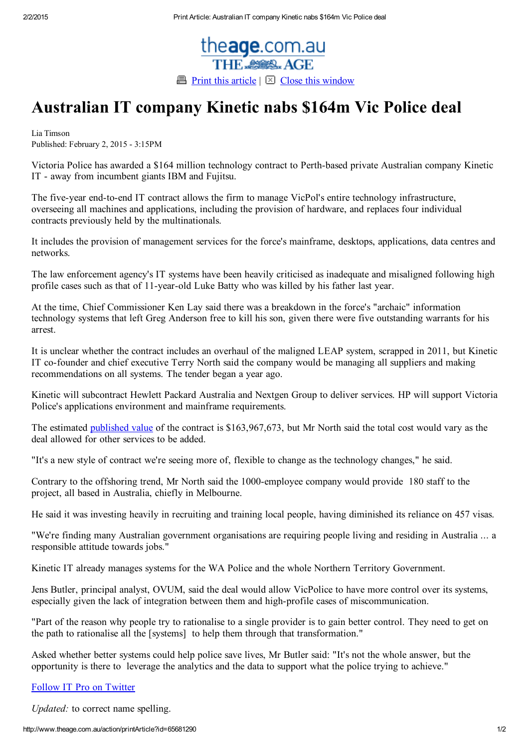# Australian IT company Kinetic nabs $164m Vic Police deal

Lia Timson
Published: February 2, 2015 - 3:15PM

Victoria Police has awarded a $164 million technology contract to Perth-based private Australian company Kinetic IT - away from incumbent giants IBM and Fujitsu.

The five-year end-to-end IT contract allows the firm to manage VicPol's entire technology infrastructure, overseeing all machines and applications, including the provision of hardware, and replaces four individual contracts previously held by the multinationals.

It includes the provision of management services for the force's mainframe, desktops, applications, data centres and networks.

The law enforcement agency's IT systems have been heavily criticised as inadequate and misaligned following high profile cases such as that of 11-year-old Luke Batty who was killed by his father last year.

At the time, Chief Commissioner Ken Lay said there was a breakdown in the force's "archaic" information technology systems that left Greg Anderson free to kill his son, given there were five outstanding warrants for his arrest.

It is unclear whether the contract includes an overhaul of the maligned LEAP system, scrapped in 2011, but Kinetic IT co-founder and chief executive Terry North said the company would be managing all suppliers and making recommendations on all systems. The tender began a year ago.

Kinetic will subcontract Hewlett Packard Australia and Nextgen Group to deliver services. HP will support Victoria Police's applications environment and mainframe requirements.

The estimated published value of the contract is $163,967,673, but Mr North said the total cost would vary as the deal allowed for other services to be added.

"It's a new style of contract we're seeing more of, flexible to change as the technology changes," he said.

Contrary to the offshoring trend, Mr North said the 1000-employee company would provide 180 staff to the project, all based in Australia, chiefly in Melbourne.

He said it was investing heavily in recruiting and training local people, having diminished its reliance on 457 visas.

"We're finding many Australian government organisations are requiring people living and residing in Australia ... a responsible attitude towards jobs."

Kinetic IT already manages systems for the WA Police and the whole Northern Territory Government.

Jens Butler, principal analyst, OVUM, said the deal would allow VicPolice to have more control over its systems, especially given the lack of integration between them and high-profile cases of miscommunication.

"Part of the reason why people try to rationalise to a single provider is to gain better control. They need to get on the path to rationalise all the [systems] to help them through that transformation."

Asked whether better systems could help police save lives, Mr Butler said: "It's not the whole answer, but the opportunity is there to leverage the analytics and the data to support what the police trying to achieve."

Follow IT Pro on Twitter

*Updated:* to correct name spelling.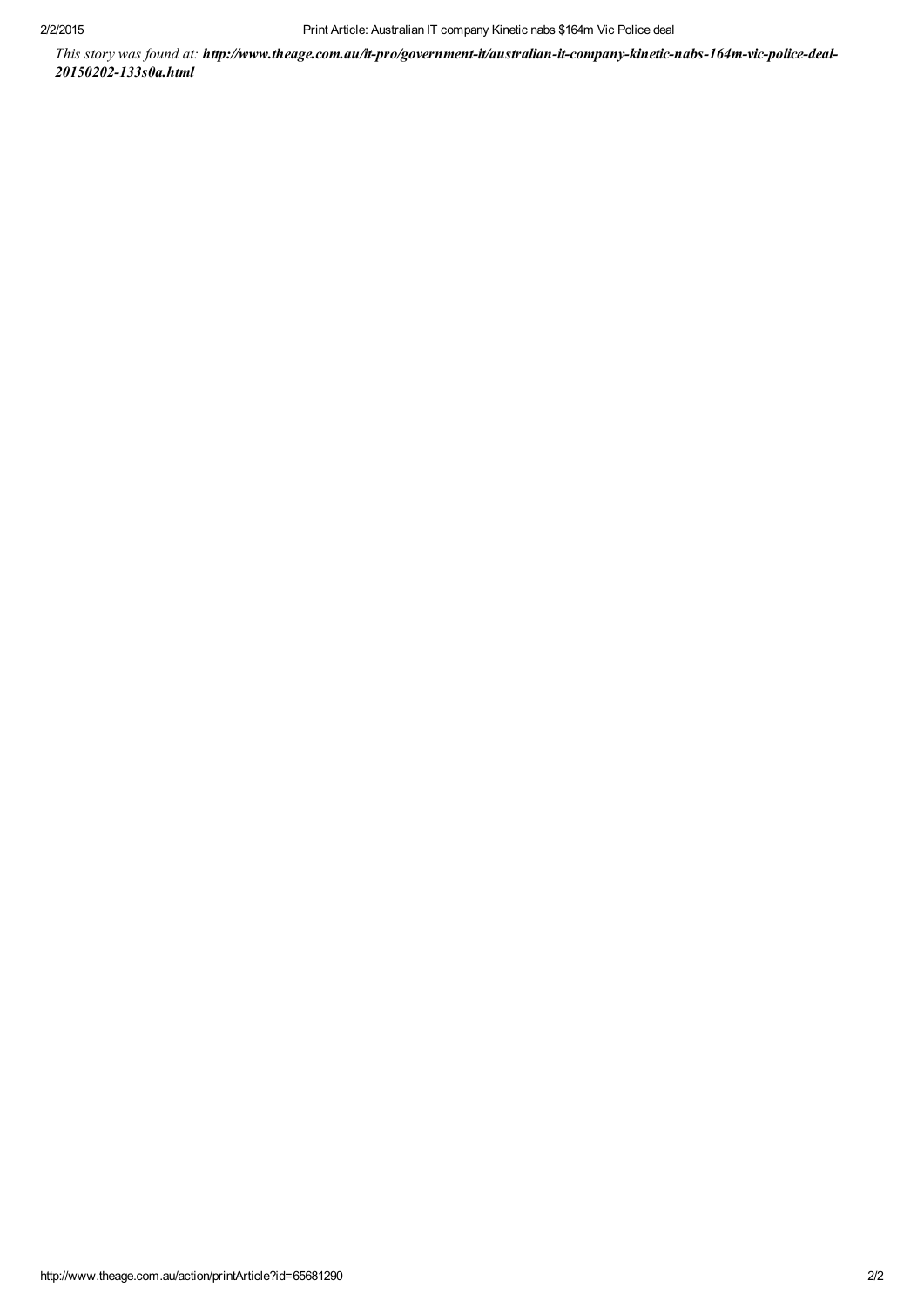*This story was found at:* ***http://www.theage.com.au/it-pro/government-it/australian-it-company-kinetic-nabs-164m-vic-police-deal-20150202-133s0a.html***